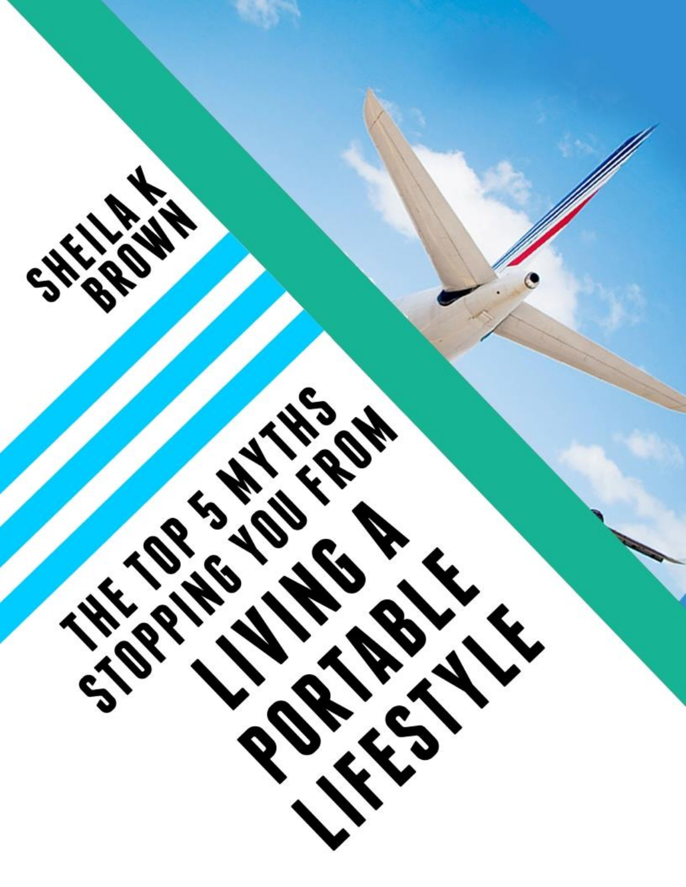# THE TOP 5 MYTHS STOPPING YOU FROM LIVING A PORTABLE LIFESTYLE

SHEILA K BROWN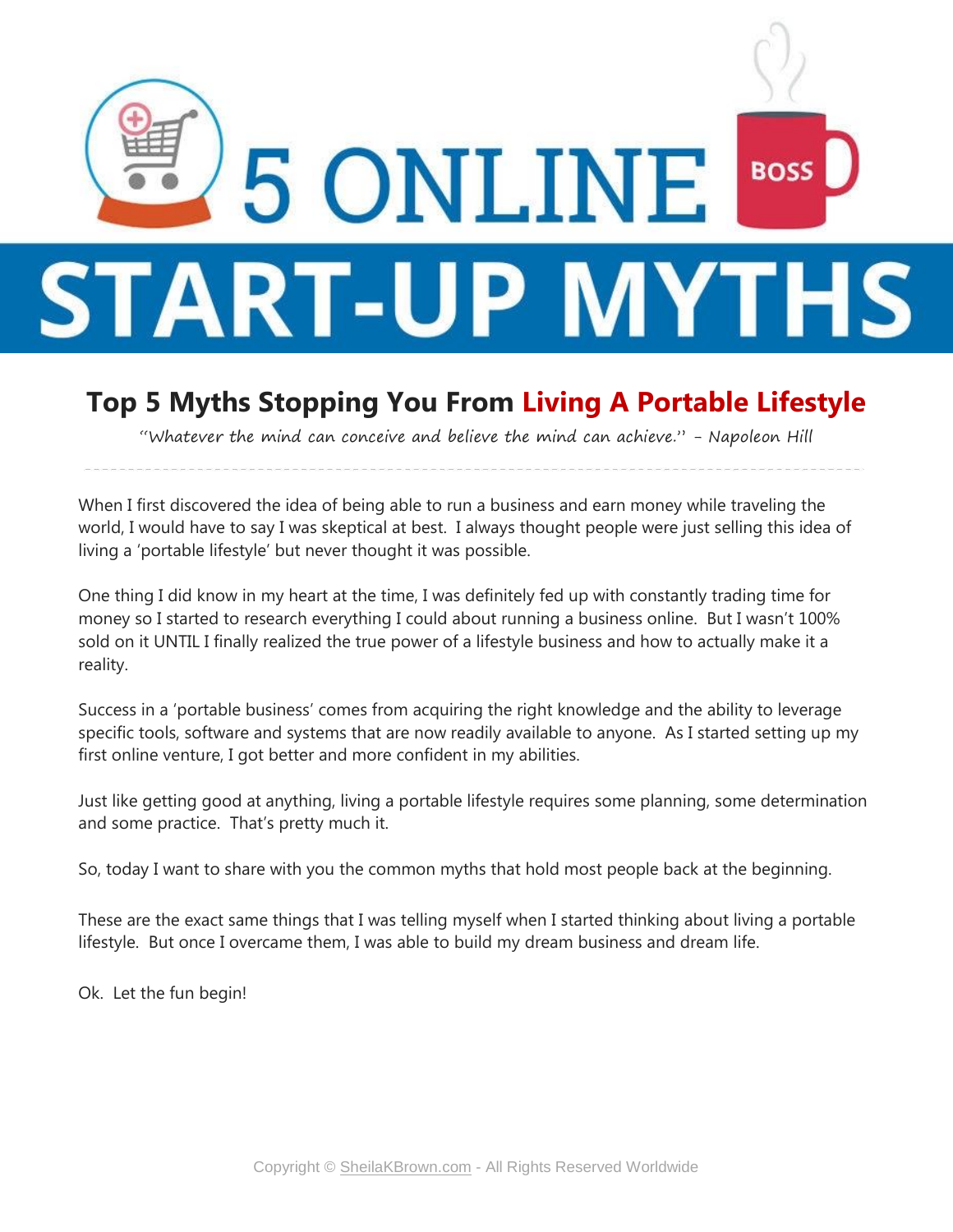# 5 ONLINE START-UP MYTHS

## Top 5 Myths Stopping You From Living A Portable Lifestyle

*"Whatever the mind can conceive and believe the mind can achieve." - Napoleon Hill*

When I first discovered the idea of being able to run a business and earn money while traveling the world, I would have to say I was skeptical at best. I always thought people were just selling this idea of living a 'portable lifestyle' but never thought it was possible.

One thing I did know in my heart at the time, I was definitely fed up with constantly trading time for money so I started to research everything I could about running a business online. But I wasn't 100% sold on it UNTIL I finally realized the true power of a lifestyle business and how to actually make it a reality.

Success in a 'portable business' comes from acquiring the right knowledge and the ability to leverage specific tools, software and systems that are now readily available to anyone. As I started setting up my first online venture, I got better and more confident in my abilities.

Just like getting good at anything, living a portable lifestyle requires some planning, some determination and some practice. That's pretty much it.

So, today I want to share with you the common myths that hold most people back at the beginning.

These are the exact same things that I was telling myself when I started thinking about living a portable lifestyle. But once I overcame them, I was able to build my dream business and dream life.

Ok. Let the fun begin!

Copyright © SheilaKBrown.com - All Rights Reserved Worldwide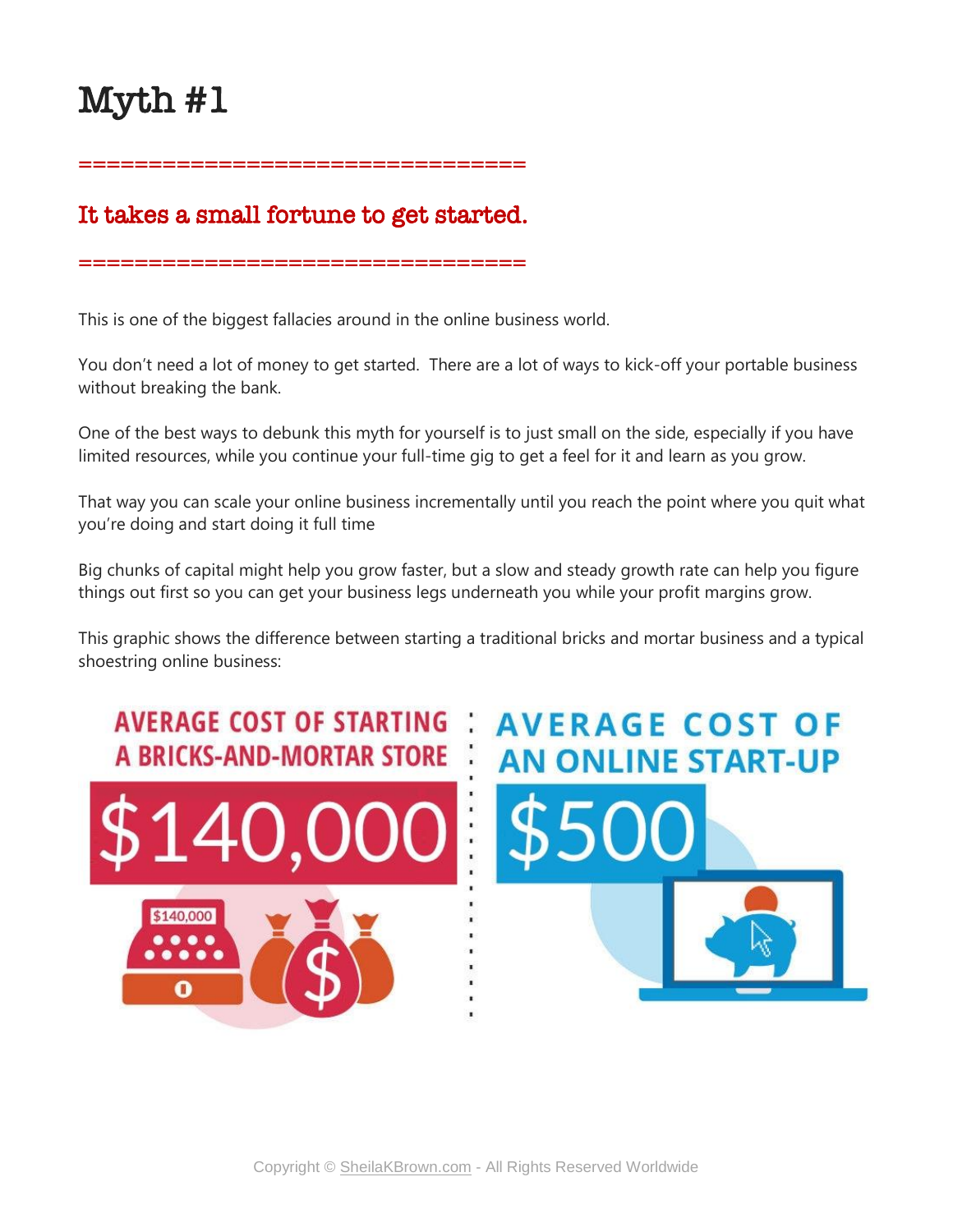# Myth #1

==================================

## It takes a small fortune to get started.

==================================

This is one of the biggest fallacies around in the online business world.

You don't need a lot of money to get started. There are a lot of ways to kick-off your portable business without breaking the bank.

One of the best ways to debunk this myth for yourself is to just small on the side, especially if you have limited resources, while you continue your full-time gig to get a feel for it and learn as you grow.

That way you can scale your online business incrementally until you reach the point where you quit what you're doing and start doing it full time

Big chunks of capital might help you grow faster, but a slow and steady growth rate can help you figure things out first so you can get your business legs underneath you while your profit margins grow.

This graphic shows the difference between starting a traditional bricks and mortar business and a typical shoestring online business:

| AVERAGE COST OF STARTING A BRICKS-AND-MORTAR STORE | AVERAGE COST OF AN ONLINE START-UP |
| --- | --- |
| $140,000 | $500 |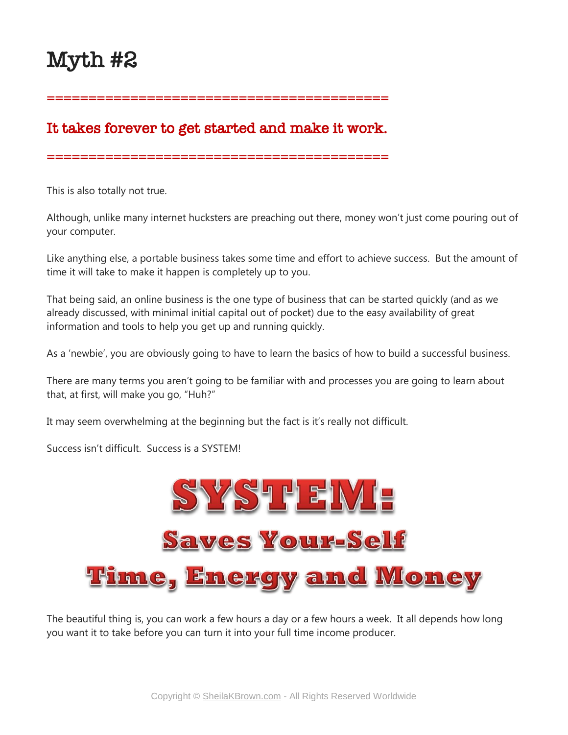# Myth #2

==========================================

## It takes forever to get started and make it work.

==========================================

This is also totally not true.

Although, unlike many internet hucksters are preaching out there, money won't just come pouring out of your computer.

Like anything else, a portable business takes some time and effort to achieve success. But the amount of time it will take to make it happen is completely up to you.

That being said, an online business is the one type of business that can be started quickly (and as we already discussed, with minimal initial capital out of pocket) due to the easy availability of great information and tools to help you get up and running quickly.

As a 'newbie', you are obviously going to have to learn the basics of how to build a successful business.

There are many terms you aren't going to be familiar with and processes you are going to learn about that, at first, will make you go, "Huh?"

It may seem overwhelming at the beginning but the fact is it's really not difficult.

Success isn't difficult. Success is a SYSTEM!

**SYSTEM:**

**Saves Your-Self**

**Time, Energy and Money**

The beautiful thing is, you can work a few hours a day or a few hours a week. It all depends how long you want it to take before you can turn it into your full time income producer.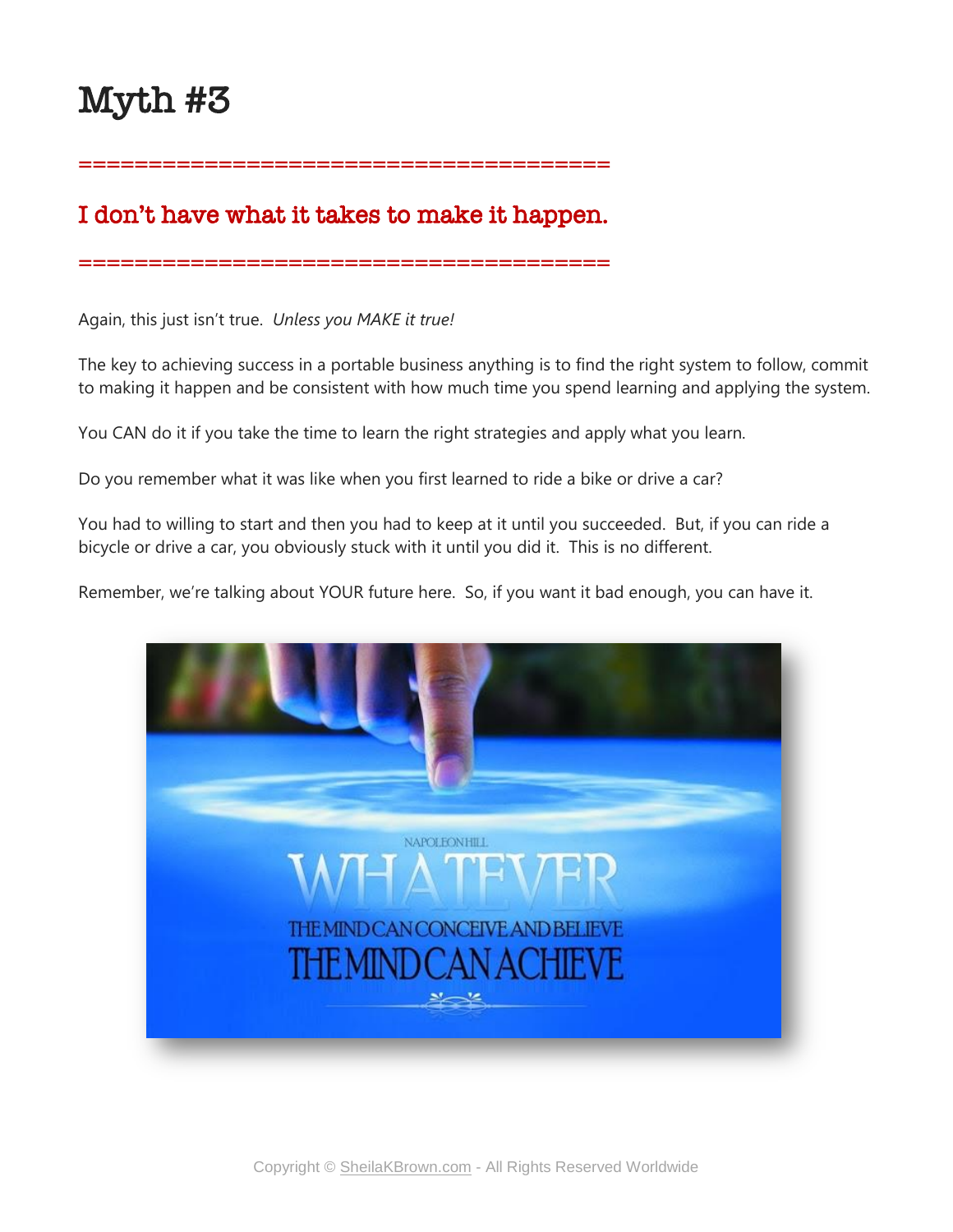# Myth #3

========================================

## I don't have what it takes to make it happen.

========================================

Again, this just isn't true. *Unless you MAKE it true!*

The key to achieving success in a portable business anything is to find the right system to follow, commit to making it happen and be consistent with how much time you spend learning and applying the system.

You CAN do it if you take the time to learn the right strategies and apply what you learn.

Do you remember what it was like when you first learned to ride a bike or drive a car?

You had to willing to start and then you had to keep at it until you succeeded. But, if you can ride a bicycle or drive a car, you obviously stuck with it until you did it. This is no different.

Remember, we're talking about YOUR future here. So, if you want it bad enough, you can have it.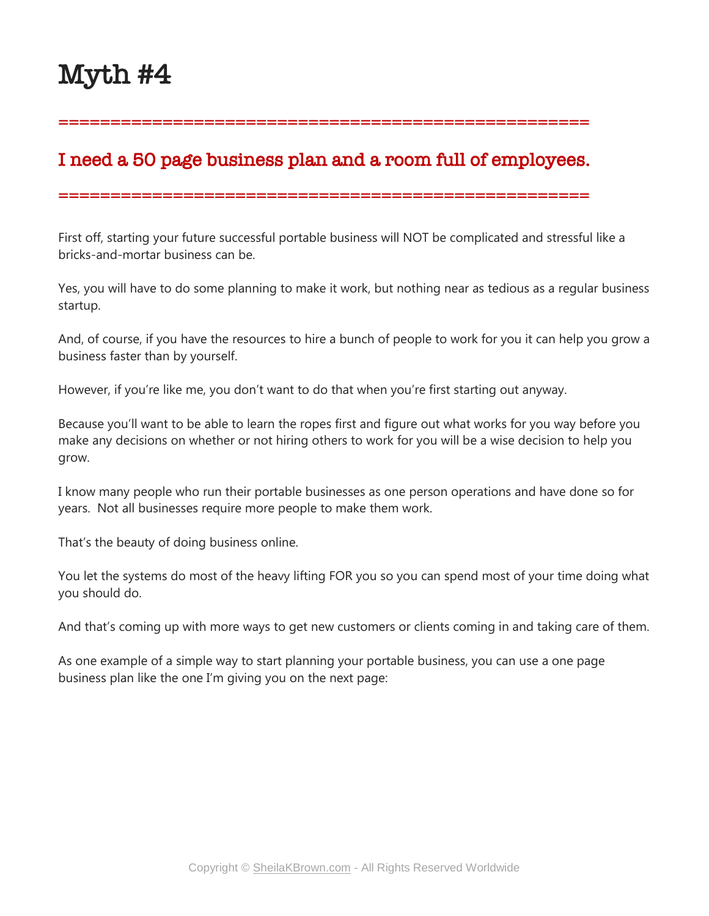# Myth #4

======================================================

## I need a 50 page business plan and a room full of employees.

======================================================

First off, starting your future successful portable business will NOT be complicated and stressful like a bricks-and-mortar business can be.

Yes, you will have to do some planning to make it work, but nothing near as tedious as a regular business startup.

And, of course, if you have the resources to hire a bunch of people to work for you it can help you grow a business faster than by yourself.

However, if you're like me, you don't want to do that when you're first starting out anyway.

Because you'll want to be able to learn the ropes first and figure out what works for you way before you make any decisions on whether or not hiring others to work for you will be a wise decision to help you grow.

I know many people who run their portable businesses as one person operations and have done so for years. Not all businesses require more people to make them work.

That's the beauty of doing business online.

You let the systems do most of the heavy lifting FOR you so you can spend most of your time doing what you should do.

And that's coming up with more ways to get new customers or clients coming in and taking care of them.

As one example of a simple way to start planning your portable business, you can use a one page business plan like the one I'm giving you on the next page: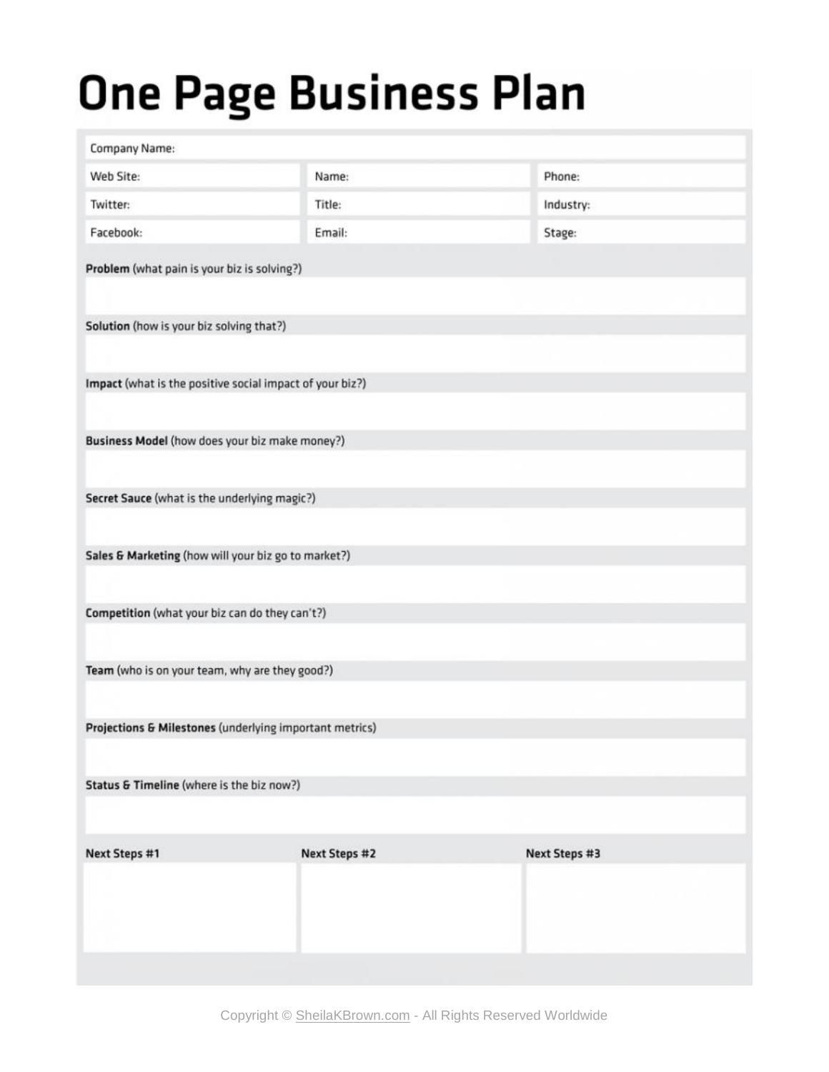# One Page Business Plan

| Company Name: | | |
|---|---|---|
| Web Site: | Name: | Phone: |
| Twitter: | Title: | Industry: |
| Facebook: | Email: | Stage: |

**Problem** (what pain is your biz is solving?)

**Solution** (how is your biz solving that?)

**Impact** (what is the positive social impact of your biz?)

**Business Model** (how does your biz make money?)

**Secret Sauce** (what is the underlying magic?)

**Sales & Marketing** (how will your biz go to market?)

**Competition** (what your biz can do they can't?)

**Team** (who is on your team, why are they good?)

**Projections & Milestones** (underlying important metrics)

**Status & Timeline** (where is the biz now?)

| Next Steps #1 | Next Steps #2 | Next Steps #3 |
|---|---|---|
| | | |

Copyright © SheilaKBrown.com - All Rights Reserved Worldwide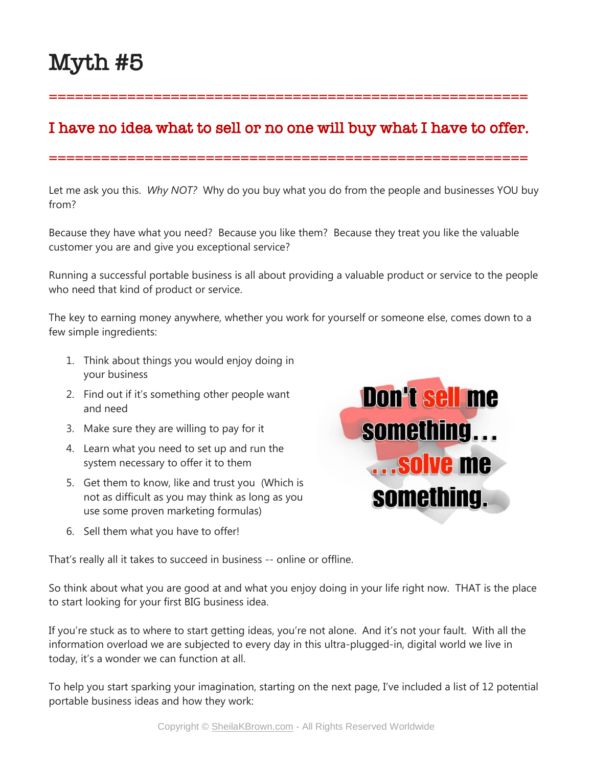# Myth #5

============================================================

## I have no idea what to sell or no one will buy what I have to offer.

============================================================

Let me ask you this. *Why NOT?* Why do you buy what you do from the people and businesses YOU buy from?

Because they have what you need? Because you like them? Because they treat you like the valuable customer you are and give you exceptional service?

Running a successful portable business is all about providing a valuable product or service to the people who need that kind of product or service.

The key to earning money anywhere, whether you work for yourself or someone else, comes down to a few simple ingredients:

1. Think about things you would enjoy doing in your business
2. Find out if it's something other people want and need
3. Make sure they are willing to pay for it
4. Learn what you need to set up and run the system necessary to offer it to them
5. Get them to know, like and trust you (Which is not as difficult as you may think as long as you use some proven marketing formulas)
6. Sell them what you have to offer!

Don't sell me something... ...solve me something.

That's really all it takes to succeed in business -- online or offline.

So think about what you are good at and what you enjoy doing in your life right now. THAT is the place to start looking for your first BIG business idea.

If you're stuck as to where to start getting ideas, you're not alone. And it's not your fault. With all the information overload we are subjected to every day in this ultra-plugged-in, digital world we live in today, it's a wonder we can function at all.

To help you start sparking your imagination, starting on the next page, I've included a list of 12 potential portable business ideas and how they work: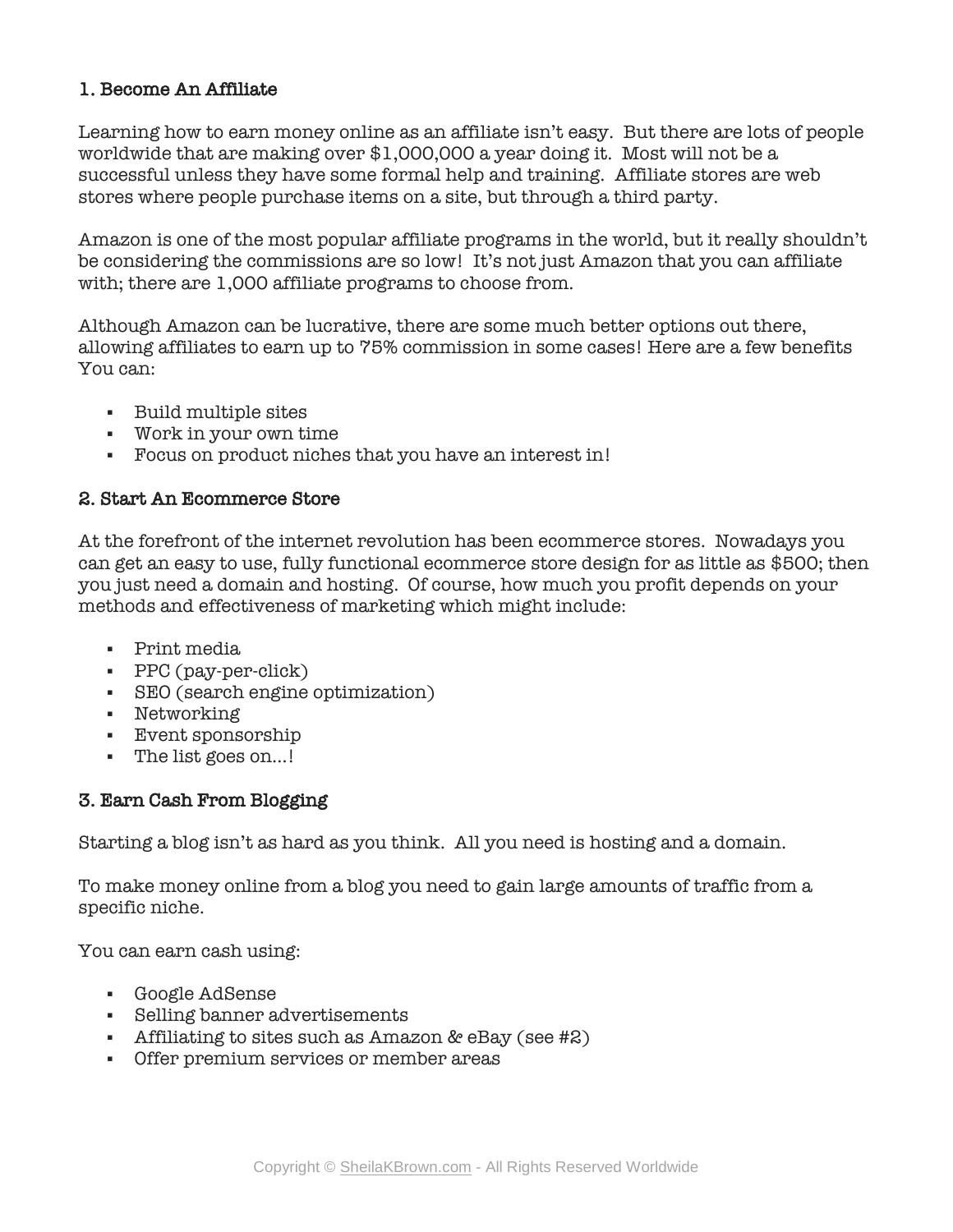### 1. Become An Affiliate

Learning how to earn money online as an affiliate isn't easy. But there are lots of people worldwide that are making over $1,000,000 a year doing it. Most will not be a successful unless they have some formal help and training. Affiliate stores are web stores where people purchase items on a site, but through a third party.

Amazon is one of the most popular affiliate programs in the world, but it really shouldn't be considering the commissions are so low! It's not just Amazon that you can affiliate with; there are 1,000 affiliate programs to choose from.

Although Amazon can be lucrative, there are some much better options out there, allowing affiliates to earn up to 75% commission in some cases! Here are a few benefits You can:

- Build multiple sites
- Work in your own time
- Focus on product niches that you have an interest in!

### 2. Start An Ecommerce Store

At the forefront of the internet revolution has been ecommerce stores. Nowadays you can get an easy to use, fully functional ecommerce store design for as little as $500; then you just need a domain and hosting. Of course, how much you profit depends on your methods and effectiveness of marketing which might include:

- Print media
- PPC (pay-per-click)
- SEO (search engine optimization)
- Networking
- Event sponsorship
- The list goes on...!

### 3. Earn Cash From Blogging

Starting a blog isn't as hard as you think. All you need is hosting and a domain.

To make money online from a blog you need to gain large amounts of traffic from a specific niche.

You can earn cash using:

- Google AdSense
- Selling banner advertisements
- Affiliating to sites such as Amazon & eBay (see #2)
- Offer premium services or member areas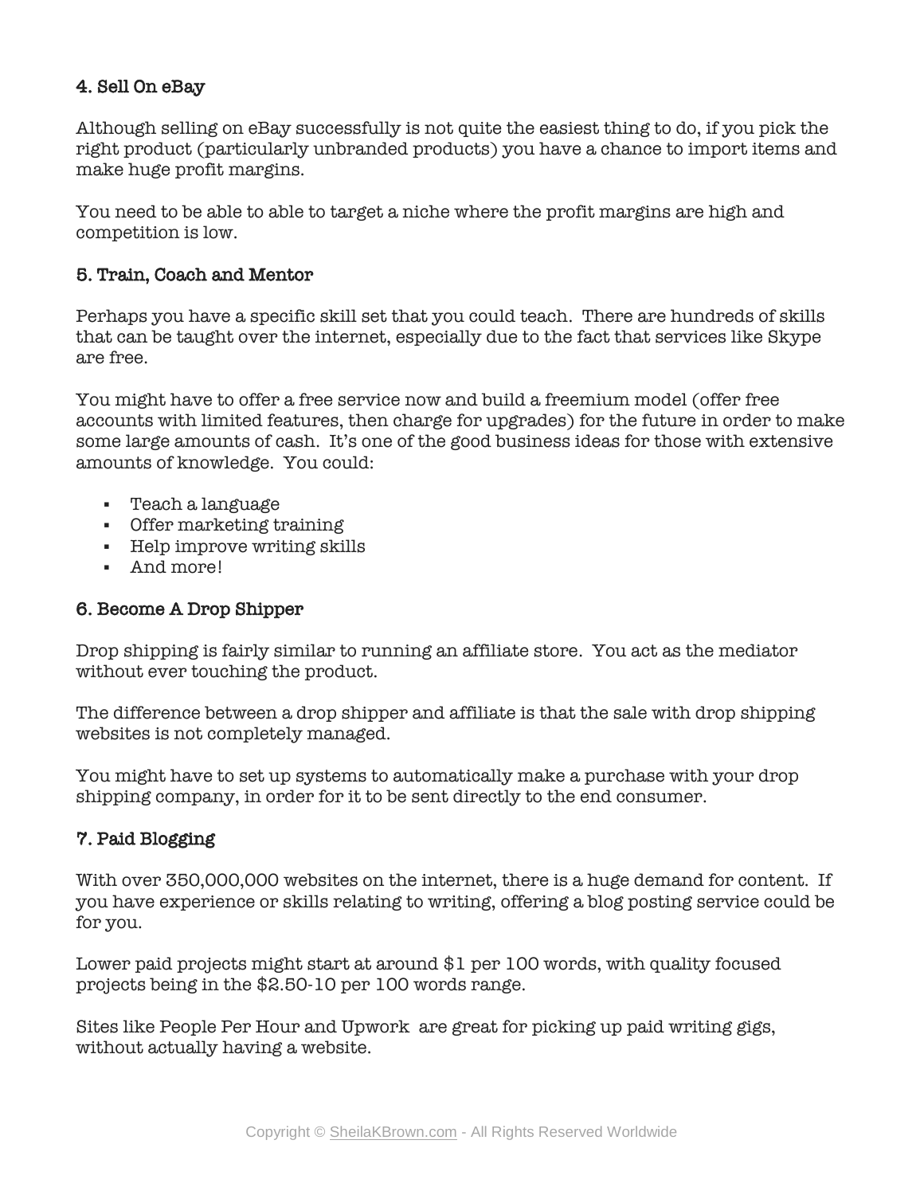### 4. Sell On eBay

Although selling on eBay successfully is not quite the easiest thing to do, if you pick the right product (particularly unbranded products) you have a chance to import items and make huge profit margins.

You need to be able to able to target a niche where the profit margins are high and competition is low.

### 5. Train, Coach and Mentor

Perhaps you have a specific skill set that you could teach. There are hundreds of skills that can be taught over the internet, especially due to the fact that services like Skype are free.

You might have to offer a free service now and build a freemium model (offer free accounts with limited features, then charge for upgrades) for the future in order to make some large amounts of cash. It's one of the good business ideas for those with extensive amounts of knowledge. You could:

- Teach a language
- Offer marketing training
- Help improve writing skills
- And more!

### 6. Become A Drop Shipper

Drop shipping is fairly similar to running an affiliate store. You act as the mediator without ever touching the product.

The difference between a drop shipper and affiliate is that the sale with drop shipping websites is not completely managed.

You might have to set up systems to automatically make a purchase with your drop shipping company, in order for it to be sent directly to the end consumer.

### 7. Paid Blogging

With over 350,000,000 websites on the internet, there is a huge demand for content. If you have experience or skills relating to writing, offering a blog posting service could be for you.

Lower paid projects might start at around $1 per 100 words, with quality focused projects being in the $2.50-10 per 100 words range.

Sites like People Per Hour and Upwork are great for picking up paid writing gigs, without actually having a website.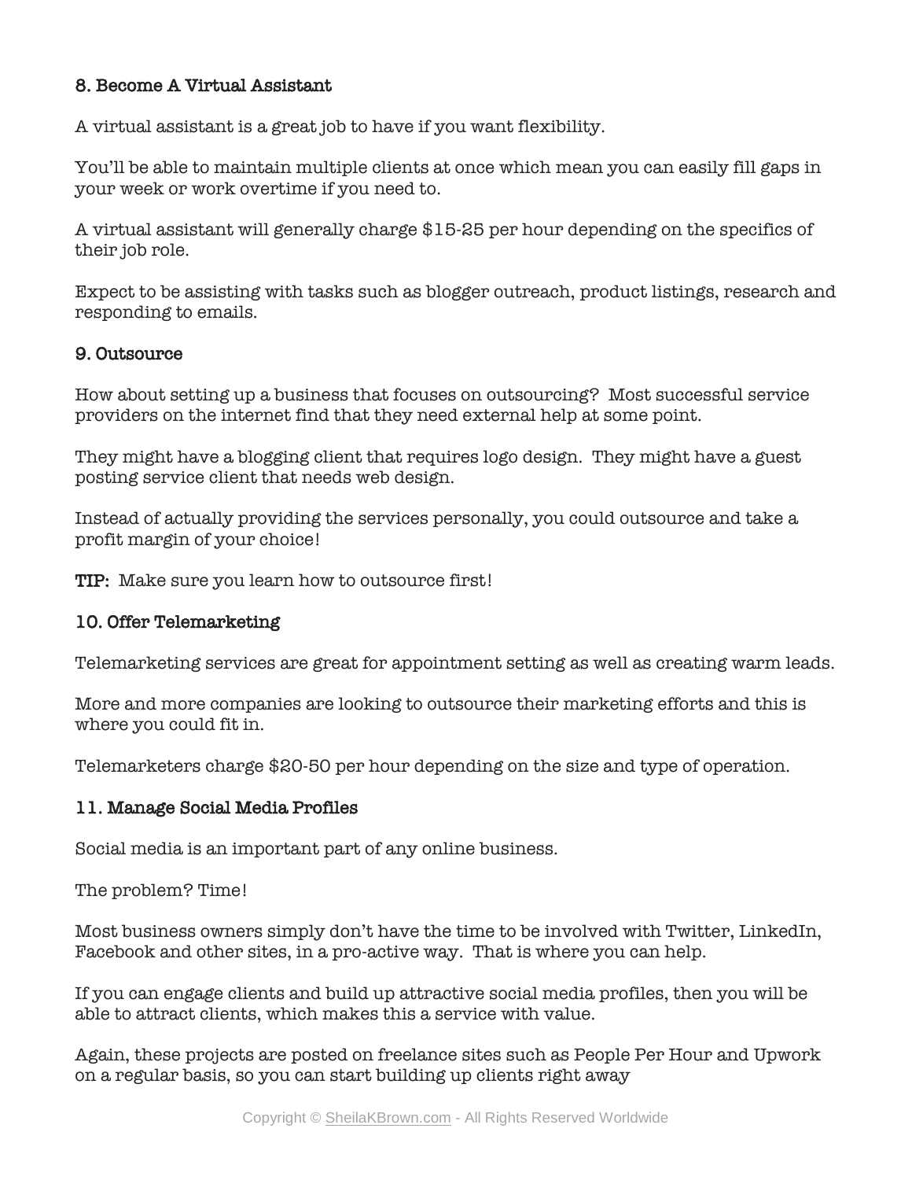### 8. Become A Virtual Assistant

A virtual assistant is a great job to have if you want flexibility.

You'll be able to maintain multiple clients at once which mean you can easily fill gaps in your week or work overtime if you need to.

A virtual assistant will generally charge $15-25 per hour depending on the specifics of their job role.

Expect to be assisting with tasks such as blogger outreach, product listings, research and responding to emails.

### 9. Outsource

How about setting up a business that focuses on outsourcing? Most successful service providers on the internet find that they need external help at some point.

They might have a blogging client that requires logo design. They might have a guest posting service client that needs web design.

Instead of actually providing the services personally, you could outsource and take a profit margin of your choice!

**TIP:** Make sure you learn how to outsource first!

### 10. Offer Telemarketing

Telemarketing services are great for appointment setting as well as creating warm leads.

More and more companies are looking to outsource their marketing efforts and this is where you could fit in.

Telemarketers charge $20-50 per hour depending on the size and type of operation.

### 11. Manage Social Media Profiles

Social media is an important part of any online business.

The problem? Time!

Most business owners simply don't have the time to be involved with Twitter, LinkedIn, Facebook and other sites, in a pro-active way. That is where you can help.

If you can engage clients and build up attractive social media profiles, then you will be able to attract clients, which makes this a service with value.

Again, these projects are posted on freelance sites such as People Per Hour and Upwork on a regular basis, so you can start building up clients right away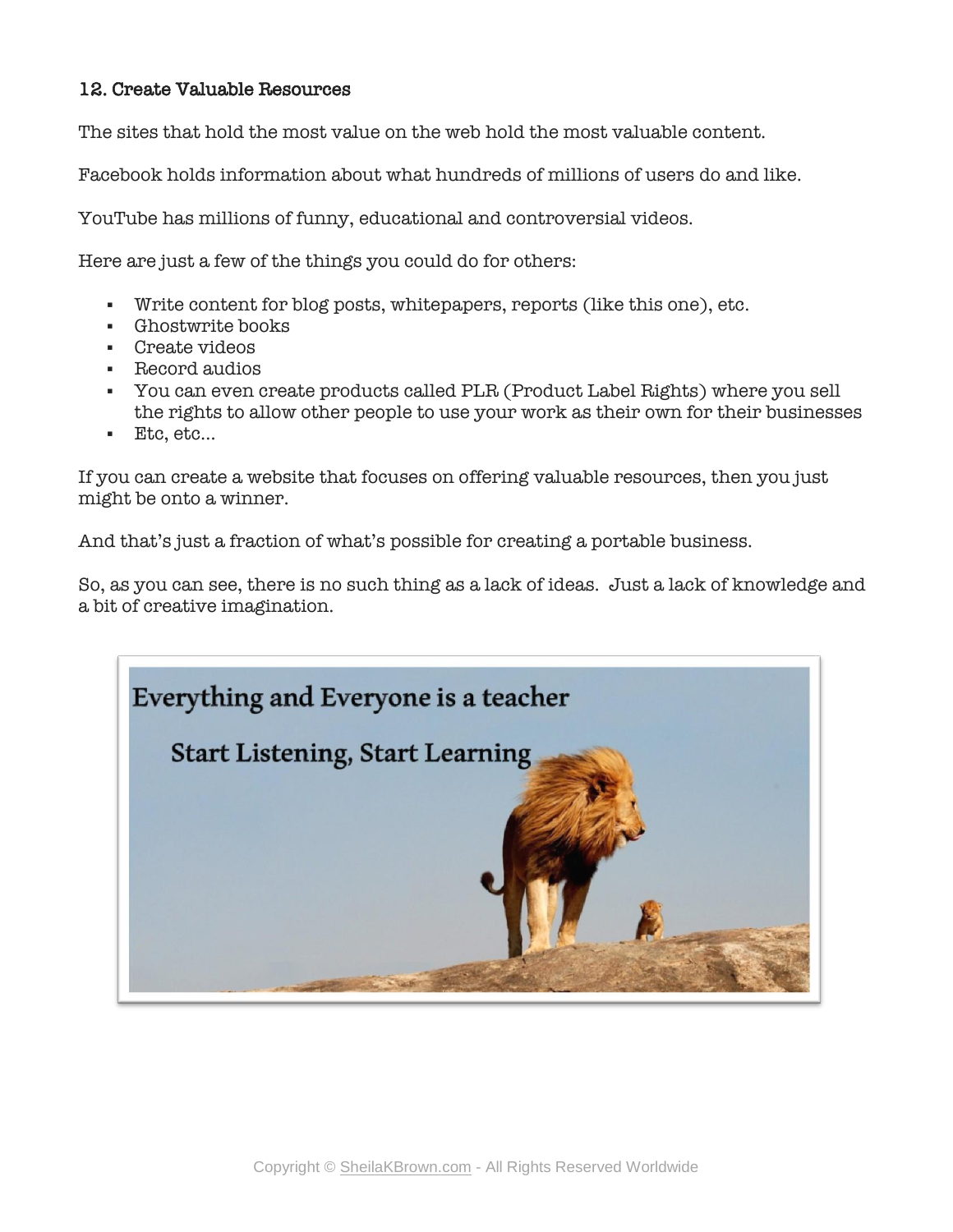### 12. Create Valuable Resources

The sites that hold the most value on the web hold the most valuable content.

Facebook holds information about what hundreds of millions of users do and like.

YouTube has millions of funny, educational and controversial videos.

Here are just a few of the things you could do for others:

- Write content for blog posts, whitepapers, reports (like this one), etc.
- Ghostwrite books
- Create videos
- Record audios
- You can even create products called PLR (Product Label Rights) where you sell the rights to allow other people to use your work as their own for their businesses
- Etc, etc...

If you can create a website that focuses on offering valuable resources, then you just might be onto a winner.

And that's just a fraction of what's possible for creating a portable business.

So, as you can see, there is no such thing as a lack of ideas. Just a lack of knowledge and a bit of creative imagination.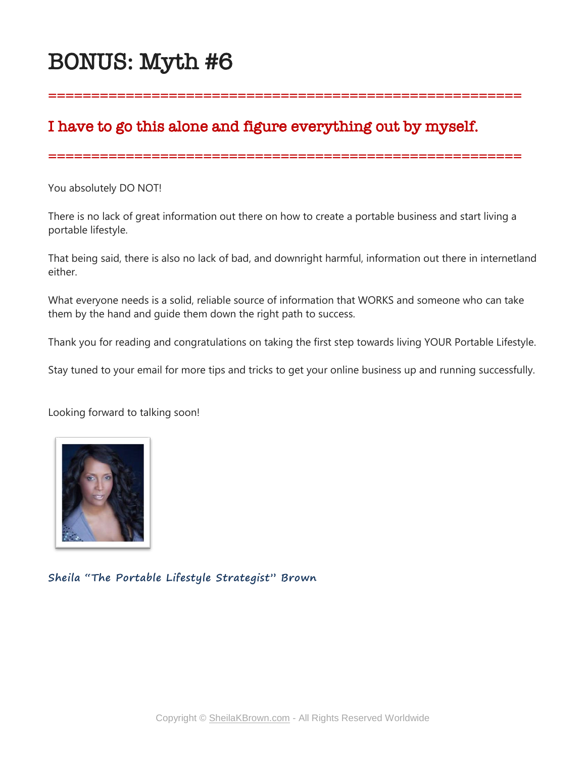# BONUS: Myth #6

==========================================================

## I have to go this alone and figure everything out by myself.

==========================================================

You absolutely DO NOT!

There is no lack of great information out there on how to create a portable business and start living a portable lifestyle.

That being said, there is also no lack of bad, and downright harmful, information out there in internetland either.

What everyone needs is a solid, reliable source of information that WORKS and someone who can take them by the hand and guide them down the right path to success.

Thank you for reading and congratulations on taking the first step towards living YOUR Portable Lifestyle.

Stay tuned to your email for more tips and tricks to get your online business up and running successfully.

Looking forward to talking soon!

**Sheila "The Portable Lifestyle Strategist" Brown**